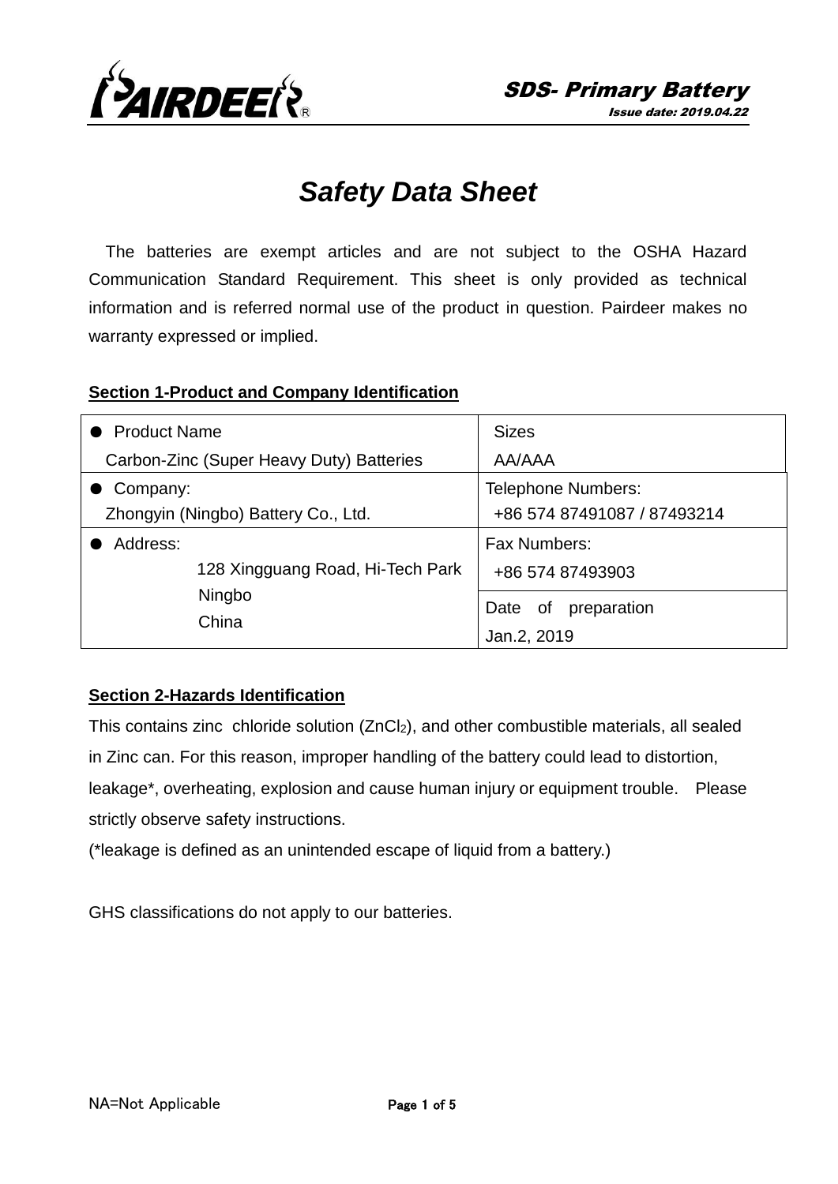# Safety Data Sheet

The batteries are exempt articles and are not subject to the OSHA Hazard Communication Standard Requirement. This sheet is only provided as technical information and is referred normal use of the product in question. Pairdeer makes no warranty expressed or implied.

## Section 1-Product and Company Identification

| | |
|---|---|
| ● Product Name<br>Carbon-Zinc (Super Heavy Duty) Batteries | Sizes<br>AA/AAA |
| ● Company:<br>Zhongyin (Ningbo) Battery Co., Ltd. | Telephone Numbers:<br>+86 574 87491087 / 87493214 |
| ● Address:<br>128 Xingguang Road, Hi-Tech Park<br>Ningbo<br>China | Fax Numbers:<br>+86 574 87493903 |
| | Date of preparation<br>Jan.2, 2019 |

## Section 2-Hazards Identification

This contains zinc chloride solution ($ZnCl_2$), and other combustible materials, all sealed in Zinc can. For this reason, improper handling of the battery could lead to distortion, leakage*, overheating, explosion and cause human injury or equipment trouble. Please strictly observe safety instructions.

(*leakage is defined as an unintended escape of liquid from a battery.)

GHS classifications do not apply to our batteries.

NA=Not Applicable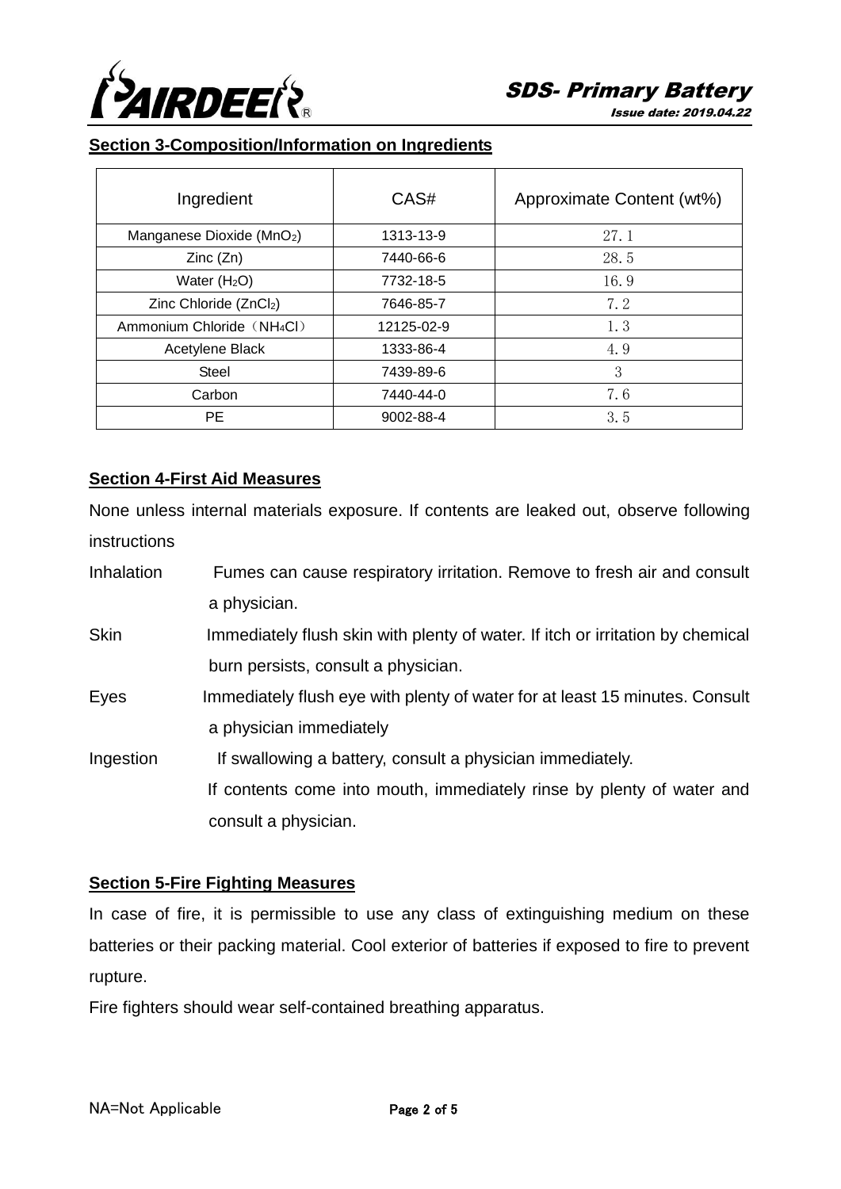## Section 3-Composition/Information on Ingredients

| Ingredient | CAS# | Approximate Content (wt%) |
|---|---|---|
| Manganese Dioxide ($MnO_2$) | 1313-13-9 | 27.1 |
| Zinc (Zn) | 7440-66-6 | 28.5 |
| Water ($H_2O$) | 7732-18-5 | 16.9 |
| Zinc Chloride ($ZnCl_2$) | 7646-85-7 | 7.2 |
| Ammonium Chloride（$NH_4Cl$） | 12125-02-9 | 1.3 |
| Acetylene Black | 1333-86-4 | 4.9 |
| Steel | 7439-89-6 | 3 |
| Carbon | 7440-44-0 | 7.6 |
| PE | 9002-88-4 | 3.5 |

## Section 4-First Aid Measures

None unless internal materials exposure. If contents are leaked out, observe following instructions

Inhalation Fumes can cause respiratory irritation. Remove to fresh air and consult a physician.

Skin Immediately flush skin with plenty of water. If itch or irritation by chemical burn persists, consult a physician.

Eyes Immediately flush eye with plenty of water for at least 15 minutes. Consult a physician immediately

Ingestion If swallowing a battery, consult a physician immediately.
If contents come into mouth, immediately rinse by plenty of water and consult a physician.

## Section 5-Fire Fighting Measures

In case of fire, it is permissible to use any class of extinguishing medium on these batteries or their packing material. Cool exterior of batteries if exposed to fire to prevent rupture.

Fire fighters should wear self-contained breathing apparatus.

NA=Not Applicable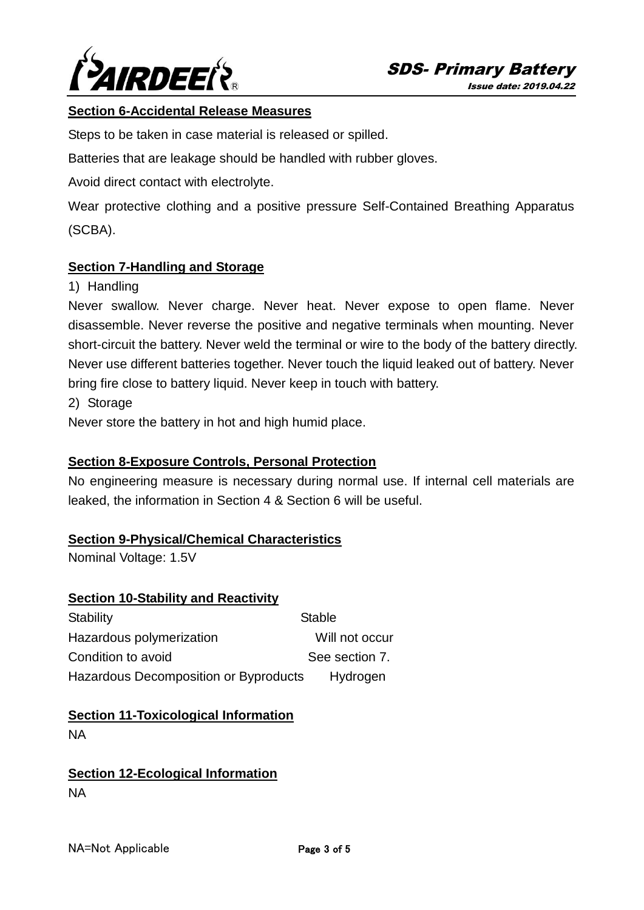## Section 6-Accidental Release Measures

Steps to be taken in case material is released or spilled.

Batteries that are leakage should be handled with rubber gloves.

Avoid direct contact with electrolyte.

Wear protective clothing and a positive pressure Self-Contained Breathing Apparatus (SCBA).

## Section 7-Handling and Storage

1) Handling

Never swallow. Never charge. Never heat. Never expose to open flame. Never disassemble. Never reverse the positive and negative terminals when mounting. Never short-circuit the battery. Never weld the terminal or wire to the body of the battery directly. Never use different batteries together. Never touch the liquid leaked out of battery. Never bring fire close to battery liquid. Never keep in touch with battery.

2) Storage

Never store the battery in hot and high humid place.

## Section 8-Exposure Controls, Personal Protection

No engineering measure is necessary during normal use. If internal cell materials are leaked, the information in Section 4 & Section 6 will be useful.

## Section 9-Physical/Chemical Characteristics

Nominal Voltage: 1.5V

## Section 10-Stability and Reactivity

| | |
|---|---|
| Stability | Stable |
| Hazardous polymerization | Will not occur |
| Condition to avoid | See section 7. |
| Hazardous Decomposition or Byproducts | Hydrogen |

## Section 11-Toxicological Information

NA

## Section 12-Ecological Information

NA

NA=Not Applicable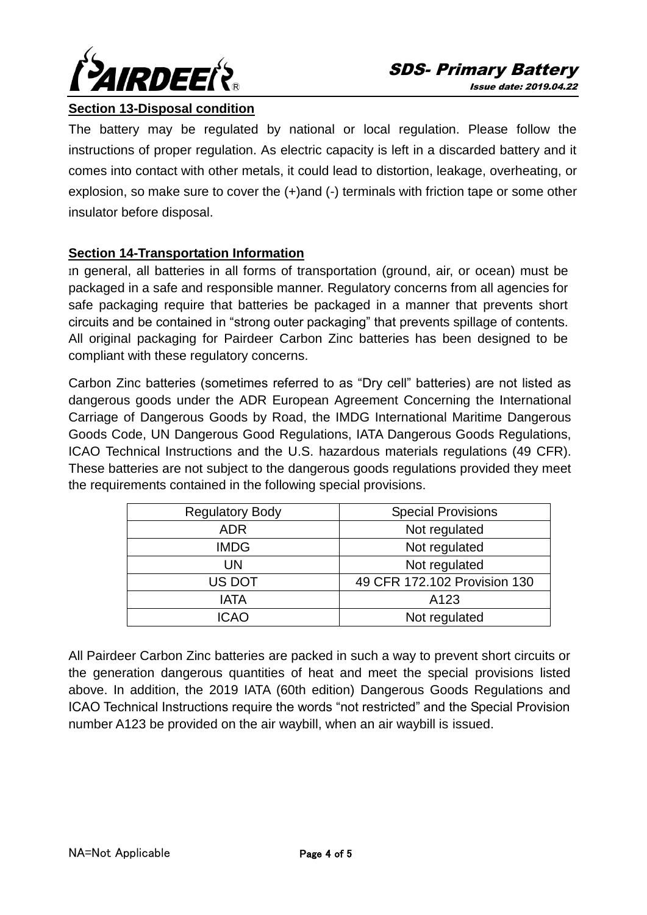## Section 13-Disposal condition

The battery may be regulated by national or local regulation. Please follow the instructions of proper regulation. As electric capacity is left in a discarded battery and it comes into contact with other metals, it could lead to distortion, leakage, overheating, or explosion, so make sure to cover the (+)and (-) terminals with friction tape or some other insulator before disposal.

## Section 14-Transportation Information

In general, all batteries in all forms of transportation (ground, air, or ocean) must be packaged in a safe and responsible manner. Regulatory concerns from all agencies for safe packaging require that batteries be packaged in a manner that prevents short circuits and be contained in "strong outer packaging" that prevents spillage of contents. All original packaging for Pairdeer Carbon Zinc batteries has been designed to be compliant with these regulatory concerns.

Carbon Zinc batteries (sometimes referred to as "Dry cell" batteries) are not listed as dangerous goods under the ADR European Agreement Concerning the International Carriage of Dangerous Goods by Road, the IMDG International Maritime Dangerous Goods Code, UN Dangerous Good Regulations, IATA Dangerous Goods Regulations, ICAO Technical Instructions and the U.S. hazardous materials regulations (49 CFR). These batteries are not subject to the dangerous goods regulations provided they meet the requirements contained in the following special provisions.

| Regulatory Body | Special Provisions |
|---|---|
| ADR | Not regulated |
| IMDG | Not regulated |
| UN | Not regulated |
| US DOT | 49 CFR 172.102 Provision 130 |
| IATA | A123 |
| ICAO | Not regulated |

All Pairdeer Carbon Zinc batteries are packed in such a way to prevent short circuits or the generation dangerous quantities of heat and meet the special provisions listed above. In addition, the 2019 IATA (60th edition) Dangerous Goods Regulations and ICAO Technical Instructions require the words "not restricted" and the Special Provision number A123 be provided on the air waybill, when an air waybill is issued.

NA=Not Applicable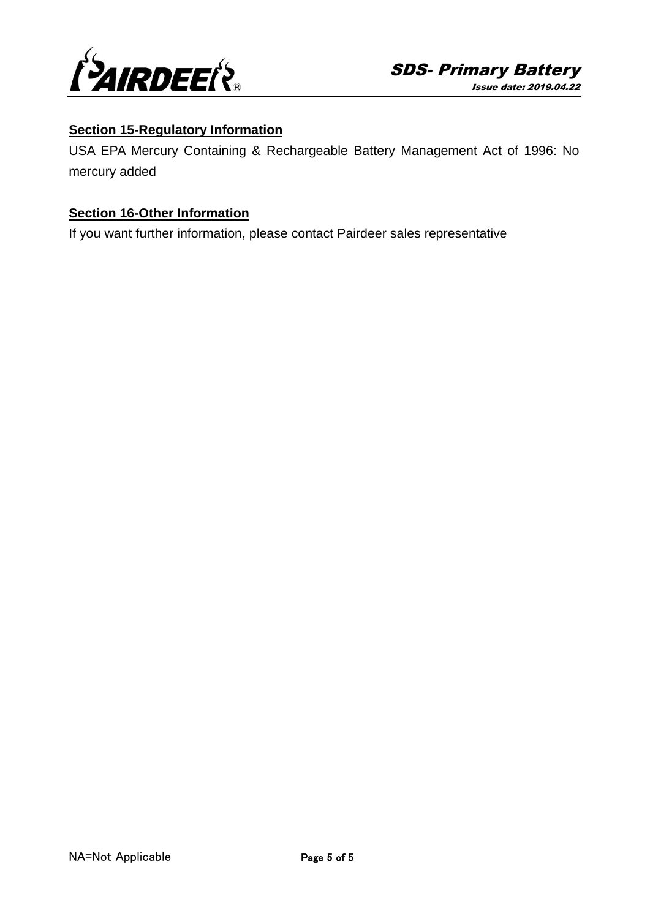## Section 15-Regulatory Information

USA EPA Mercury Containing & Rechargeable Battery Management Act of 1996: No mercury added

## Section 16-Other Information

If you want further information, please contact Pairdeer sales representative

NA=Not Applicable